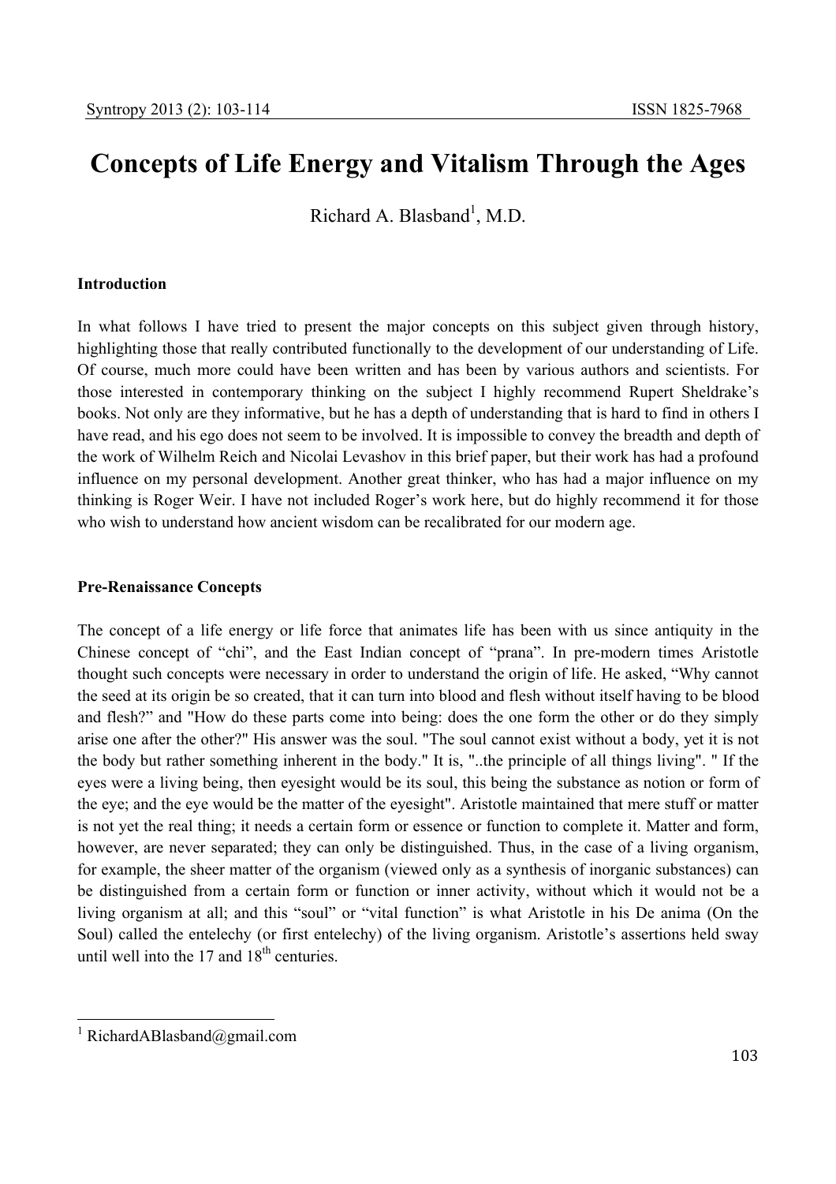# Concepts of Life Energy and Vitalism Through the Ages

Richard A. Blasband[1], M.D.

### Introduction

In what follows I have tried to present the major concepts on this subject given through history, highlighting those that really contributed functionally to the development of our understanding of Life. Of course, much more could have been written and has been by various authors and scientists. For those interested in contemporary thinking on the subject I highly recommend Rupert Sheldrake's books. Not only are they informative, but he has a depth of understanding that is hard to find in others I have read, and his ego does not seem to be involved. It is impossible to convey the breadth and depth of the work of Wilhelm Reich and Nicolai Levashov in this brief paper, but their work has had a profound influence on my personal development. Another great thinker, who has had a major influence on my thinking is Roger Weir. I have not included Roger's work here, but do highly recommend it for those who wish to understand how ancient wisdom can be recalibrated for our modern age.

### Pre-Renaissance Concepts

The concept of a life energy or life force that animates life has been with us since antiquity in the Chinese concept of "chi", and the East Indian concept of "prana". In pre-modern times Aristotle thought such concepts were necessary in order to understand the origin of life. He asked, "Why cannot the seed at its origin be so created, that it can turn into blood and flesh without itself having to be blood and flesh?" and "How do these parts come into being: does the one form the other or do they simply arise one after the other?" His answer was the soul. "The soul cannot exist without a body, yet it is not the body but rather something inherent in the body." It is, "..the principle of all things living". " If the eyes were a living being, then eyesight would be its soul, this being the substance as notion or form of the eye; and the eye would be the matter of the eyesight". Aristotle maintained that mere stuff or matter is not yet the real thing; it needs a certain form or essence or function to complete it. Matter and form, however, are never separated; they can only be distinguished. Thus, in the case of a living organism, for example, the sheer matter of the organism (viewed only as a synthesis of inorganic substances) can be distinguished from a certain form or function or inner activity, without which it would not be a living organism at all; and this "soul" or "vital function" is what Aristotle in his De anima (On the Soul) called the entelechy (or first entelechy) of the living organism. Aristotle's assertions held sway until well into the 17 and 18th centuries.

---

[1] RichardABlasband@gmail.com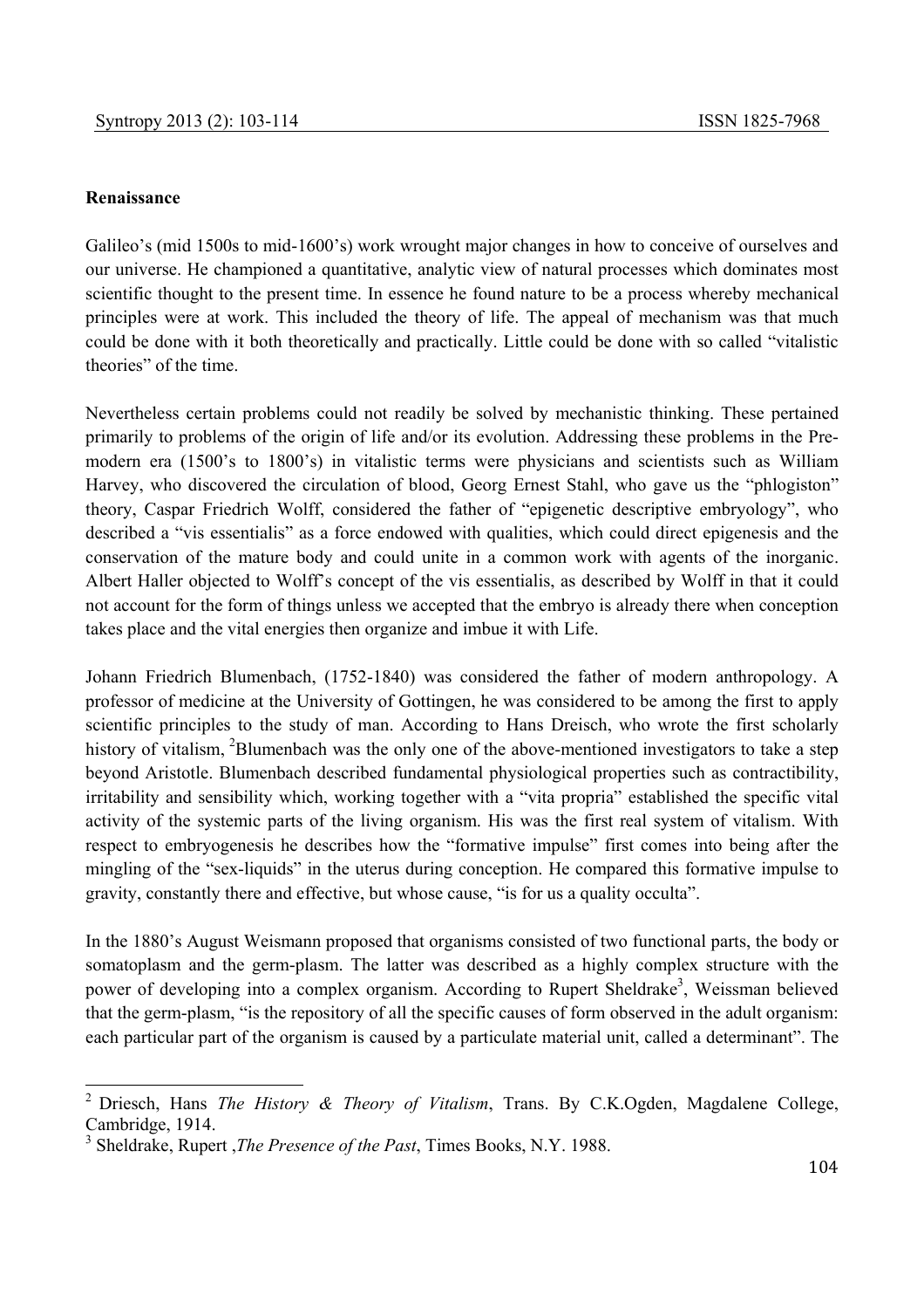**Renaissance**

Galileo's (mid 1500s to mid-1600's) work wrought major changes in how to conceive of ourselves and our universe. He championed a quantitative, analytic view of natural processes which dominates most scientific thought to the present time. In essence he found nature to be a process whereby mechanical principles were at work. This included the theory of life. The appeal of mechanism was that much could be done with it both theoretically and practically. Little could be done with so called "vitalistic theories" of the time.

Nevertheless certain problems could not readily be solved by mechanistic thinking. These pertained primarily to problems of the origin of life and/or its evolution. Addressing these problems in the Pre-modern era (1500's to 1800's) in vitalistic terms were physicians and scientists such as William Harvey, who discovered the circulation of blood, Georg Ernest Stahl, who gave us the "phlogiston" theory, Caspar Friedrich Wolff, considered the father of "epigenetic descriptive embryology", who described a "vis essentialis" as a force endowed with qualities, which could direct epigenesis and the conservation of the mature body and could unite in a common work with agents of the inorganic. Albert Haller objected to Wolff's concept of the vis essentialis, as described by Wolff in that it could not account for the form of things unless we accepted that the embryo is already there when conception takes place and the vital energies then organize and imbue it with Life.

Johann Friedrich Blumenbach, (1752-1840) was considered the father of modern anthropology. A professor of medicine at the University of Gottingen, he was considered to be among the first to apply scientific principles to the study of man. According to Hans Dreisch, who wrote the first scholarly history of vitalism, [2]Blumenbach was the only one of the above-mentioned investigators to take a step beyond Aristotle. Blumenbach described fundamental physiological properties such as contractibility, irritability and sensibility which, working together with a "vita propria" established the specific vital activity of the systemic parts of the living organism. His was the first real system of vitalism. With respect to embryogenesis he describes how the "formative impulse" first comes into being after the mingling of the "sex-liquids" in the uterus during conception. He compared this formative impulse to gravity, constantly there and effective, but whose cause, "is for us a quality occulta".

In the 1880's August Weismann proposed that organisms consisted of two functional parts, the body or somatoplasm and the germ-plasm. The latter was described as a highly complex structure with the power of developing into a complex organism. According to Rupert Sheldrake[3], Weissman believed that the germ-plasm, "is the repository of all the specific causes of form observed in the adult organism: each particular part of the organism is caused by a particulate material unit, called a determinant". The

---

[2] Driesch, Hans *The History & Theory of Vitalism*, Trans. By C.K.Ogden, Magdalene College, Cambridge, 1914.

[3] Sheldrake, Rupert ,*The Presence of the Past*, Times Books, N.Y. 1988.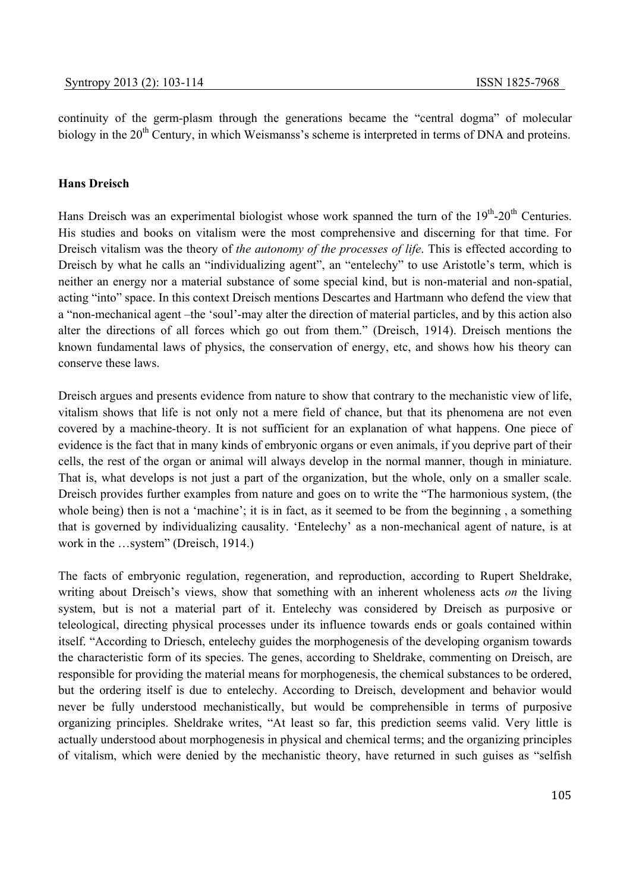continuity of the germ-plasm through the generations became the "central dogma" of molecular biology in the 20th Century, in which Weismanss's scheme is interpreted in terms of DNA and proteins.

## Hans Dreisch

Hans Dreisch was an experimental biologist whose work spanned the turn of the 19th-20th Centuries. His studies and books on vitalism were the most comprehensive and discerning for that time. For Dreisch vitalism was the theory of *the autonomy of the processes of life*. This is effected according to Dreisch by what he calls an "individualizing agent", an "entelechy" to use Aristotle's term, which is neither an energy nor a material substance of some special kind, but is non-material and non-spatial, acting "into" space. In this context Dreisch mentions Descartes and Hartmann who defend the view that a "non-mechanical agent –the 'soul'-may alter the direction of material particles, and by this action also alter the directions of all forces which go out from them." (Dreisch, 1914). Dreisch mentions the known fundamental laws of physics, the conservation of energy, etc, and shows how his theory can conserve these laws.

Dreisch argues and presents evidence from nature to show that contrary to the mechanistic view of life, vitalism shows that life is not only not a mere field of chance, but that its phenomena are not even covered by a machine-theory. It is not sufficient for an explanation of what happens. One piece of evidence is the fact that in many kinds of embryonic organs or even animals, if you deprive part of their cells, the rest of the organ or animal will always develop in the normal manner, though in miniature. That is, what develops is not just a part of the organization, but the whole, only on a smaller scale. Dreisch provides further examples from nature and goes on to write the "The harmonious system, (the whole being) then is not a 'machine'; it is in fact, as it seemed to be from the beginning , a something that is governed by individualizing causality. 'Entelechy' as a non-mechanical agent of nature, is at work in the …system" (Dreisch, 1914.)

The facts of embryonic regulation, regeneration, and reproduction, according to Rupert Sheldrake, writing about Dreisch's views, show that something with an inherent wholeness acts *on* the living system, but is not a material part of it. Entelechy was considered by Dreisch as purposive or teleological, directing physical processes under its influence towards ends or goals contained within itself. "According to Driesch, entelechy guides the morphogenesis of the developing organism towards the characteristic form of its species. The genes, according to Sheldrake, commenting on Dreisch, are responsible for providing the material means for morphogenesis, the chemical substances to be ordered, but the ordering itself is due to entelechy. According to Dreisch, development and behavior would never be fully understood mechanistically, but would be comprehensible in terms of purposive organizing principles. Sheldrake writes, "At least so far, this prediction seems valid. Very little is actually understood about morphogenesis in physical and chemical terms; and the organizing principles of vitalism, which were denied by the mechanistic theory, have returned in such guises as "selfish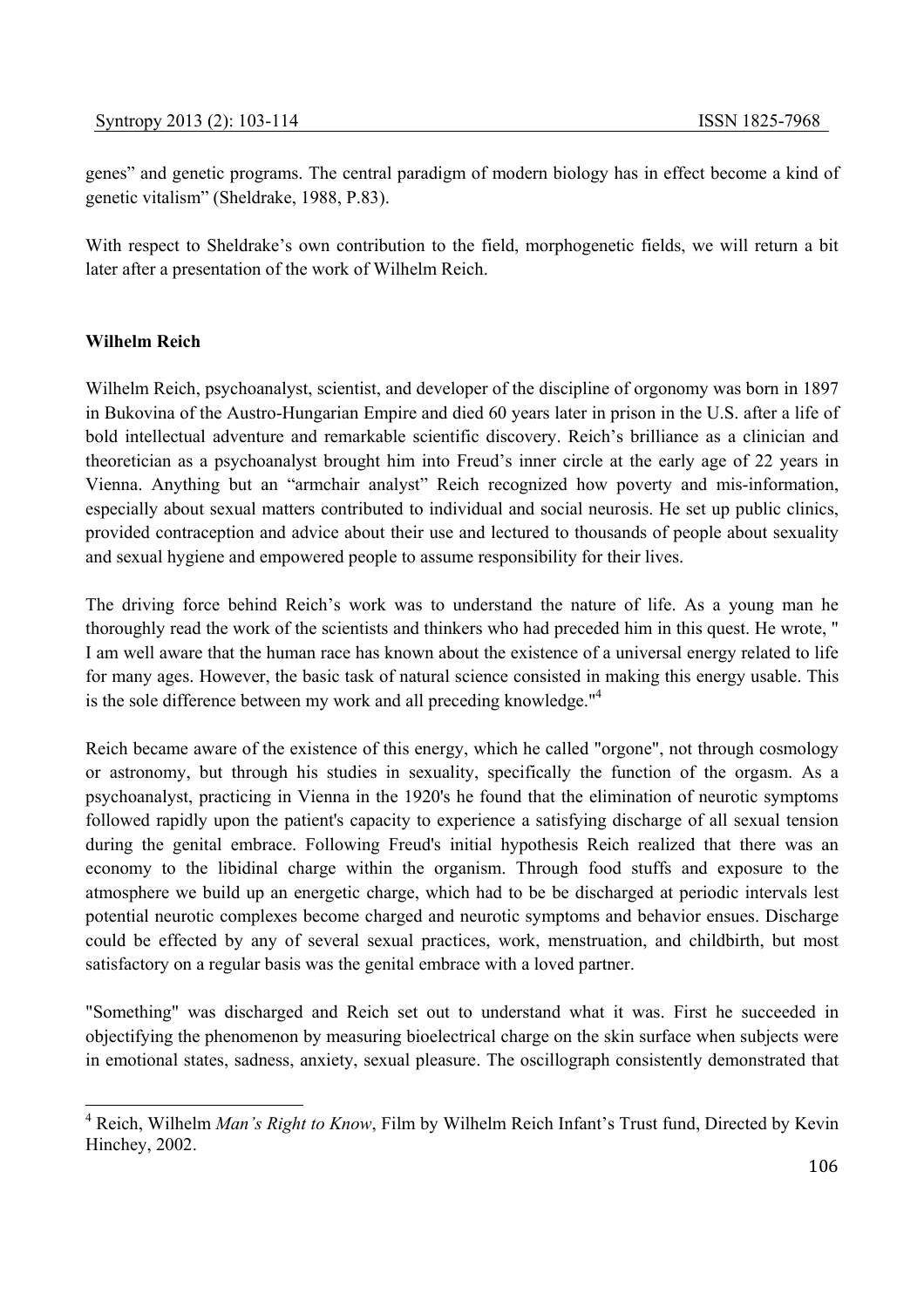genes" and genetic programs. The central paradigm of modern biology has in effect become a kind of genetic vitalism" (Sheldrake, 1988, P.83).

With respect to Sheldrake's own contribution to the field, morphogenetic fields, we will return a bit later after a presentation of the work of Wilhelm Reich.

## Wilhelm Reich

Wilhelm Reich, psychoanalyst, scientist, and developer of the discipline of orgonomy was born in 1897 in Bukovina of the Austro-Hungarian Empire and died 60 years later in prison in the U.S. after a life of bold intellectual adventure and remarkable scientific discovery. Reich's brilliance as a clinician and theoretician as a psychoanalyst brought him into Freud's inner circle at the early age of 22 years in Vienna. Anything but an "armchair analyst" Reich recognized how poverty and mis-information, especially about sexual matters contributed to individual and social neurosis. He set up public clinics, provided contraception and advice about their use and lectured to thousands of people about sexuality and sexual hygiene and empowered people to assume responsibility for their lives.

The driving force behind Reich's work was to understand the nature of life. As a young man he thoroughly read the work of the scientists and thinkers who had preceded him in this quest. He wrote, " I am well aware that the human race has known about the existence of a universal energy related to life for many ages. However, the basic task of natural science consisted in making this energy usable. This is the sole difference between my work and all preceding knowledge."[4]

Reich became aware of the existence of this energy, which he called "orgone", not through cosmology or astronomy, but through his studies in sexuality, specifically the function of the orgasm. As a psychoanalyst, practicing in Vienna in the 1920's he found that the elimination of neurotic symptoms followed rapidly upon the patient's capacity to experience a satisfying discharge of all sexual tension during the genital embrace. Following Freud's initial hypothesis Reich realized that there was an economy to the libidinal charge within the organism. Through food stuffs and exposure to the atmosphere we build up an energetic charge, which had to be be discharged at periodic intervals lest potential neurotic complexes become charged and neurotic symptoms and behavior ensues. Discharge could be effected by any of several sexual practices, work, menstruation, and childbirth, but most satisfactory on a regular basis was the genital embrace with a loved partner.

"Something" was discharged and Reich set out to understand what it was. First he succeeded in objectifying the phenomenon by measuring bioelectrical charge on the skin surface when subjects were in emotional states, sadness, anxiety, sexual pleasure. The oscillograph consistently demonstrated that

---

[4] Reich, Wilhelm *Man's Right to Know*, Film by Wilhelm Reich Infant's Trust fund, Directed by Kevin Hinchey, 2002.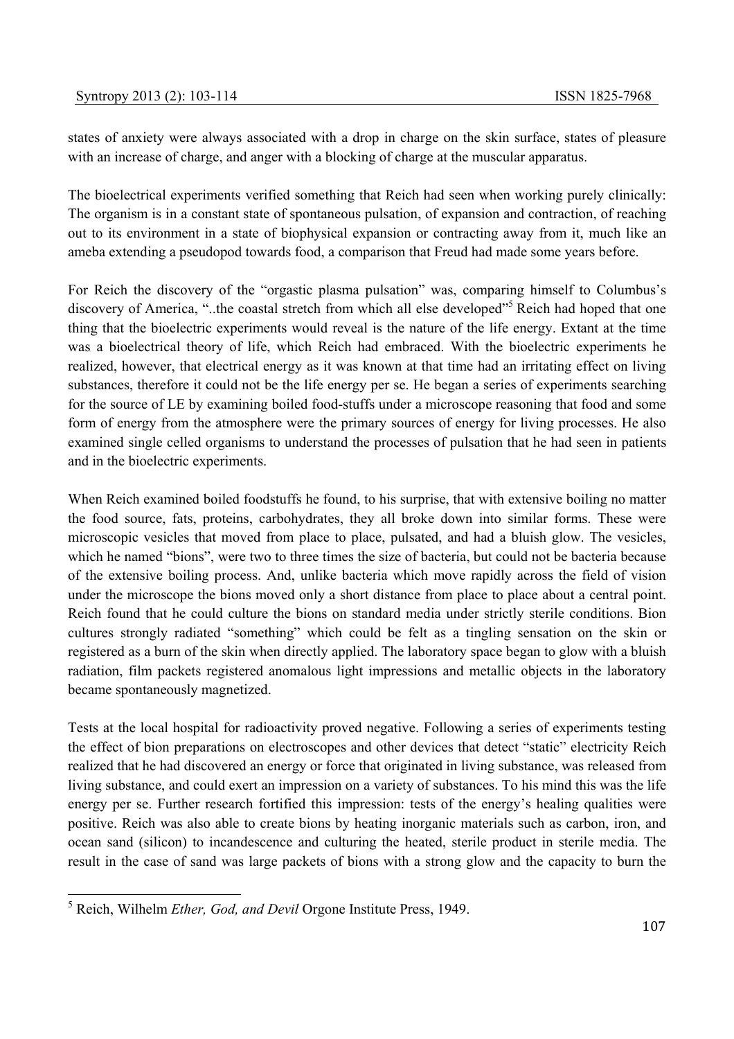states of anxiety were always associated with a drop in charge on the skin surface, states of pleasure with an increase of charge, and anger with a blocking of charge at the muscular apparatus.

The bioelectrical experiments verified something that Reich had seen when working purely clinically: The organism is in a constant state of spontaneous pulsation, of expansion and contraction, of reaching out to its environment in a state of biophysical expansion or contracting away from it, much like an ameba extending a pseudopod towards food, a comparison that Freud had made some years before.

For Reich the discovery of the "orgastic plasma pulsation" was, comparing himself to Columbus's discovery of America, "..the coastal stretch from which all else developed"[5] Reich had hoped that one thing that the bioelectric experiments would reveal is the nature of the life energy. Extant at the time was a bioelectrical theory of life, which Reich had embraced. With the bioelectric experiments he realized, however, that electrical energy as it was known at that time had an irritating effect on living substances, therefore it could not be the life energy per se. He began a series of experiments searching for the source of LE by examining boiled food-stuffs under a microscope reasoning that food and some form of energy from the atmosphere were the primary sources of energy for living processes. He also examined single celled organisms to understand the processes of pulsation that he had seen in patients and in the bioelectric experiments.

When Reich examined boiled foodstuffs he found, to his surprise, that with extensive boiling no matter the food source, fats, proteins, carbohydrates, they all broke down into similar forms. These were microscopic vesicles that moved from place to place, pulsated, and had a bluish glow. The vesicles, which he named "bions", were two to three times the size of bacteria, but could not be bacteria because of the extensive boiling process. And, unlike bacteria which move rapidly across the field of vision under the microscope the bions moved only a short distance from place to place about a central point. Reich found that he could culture the bions on standard media under strictly sterile conditions. Bion cultures strongly radiated "something" which could be felt as a tingling sensation on the skin or registered as a burn of the skin when directly applied. The laboratory space began to glow with a bluish radiation, film packets registered anomalous light impressions and metallic objects in the laboratory became spontaneously magnetized.

Tests at the local hospital for radioactivity proved negative. Following a series of experiments testing the effect of bion preparations on electroscopes and other devices that detect "static" electricity Reich realized that he had discovered an energy or force that originated in living substance, was released from living substance, and could exert an impression on a variety of substances. To his mind this was the life energy per se. Further research fortified this impression: tests of the energy's healing qualities were positive. Reich was also able to create bions by heating inorganic materials such as carbon, iron, and ocean sand (silicon) to incandescence and culturing the heated, sterile product in sterile media. The result in the case of sand was large packets of bions with a strong glow and the capacity to burn the

[5] Reich, Wilhelm *Ether, God, and Devil* Orgone Institute Press, 1949.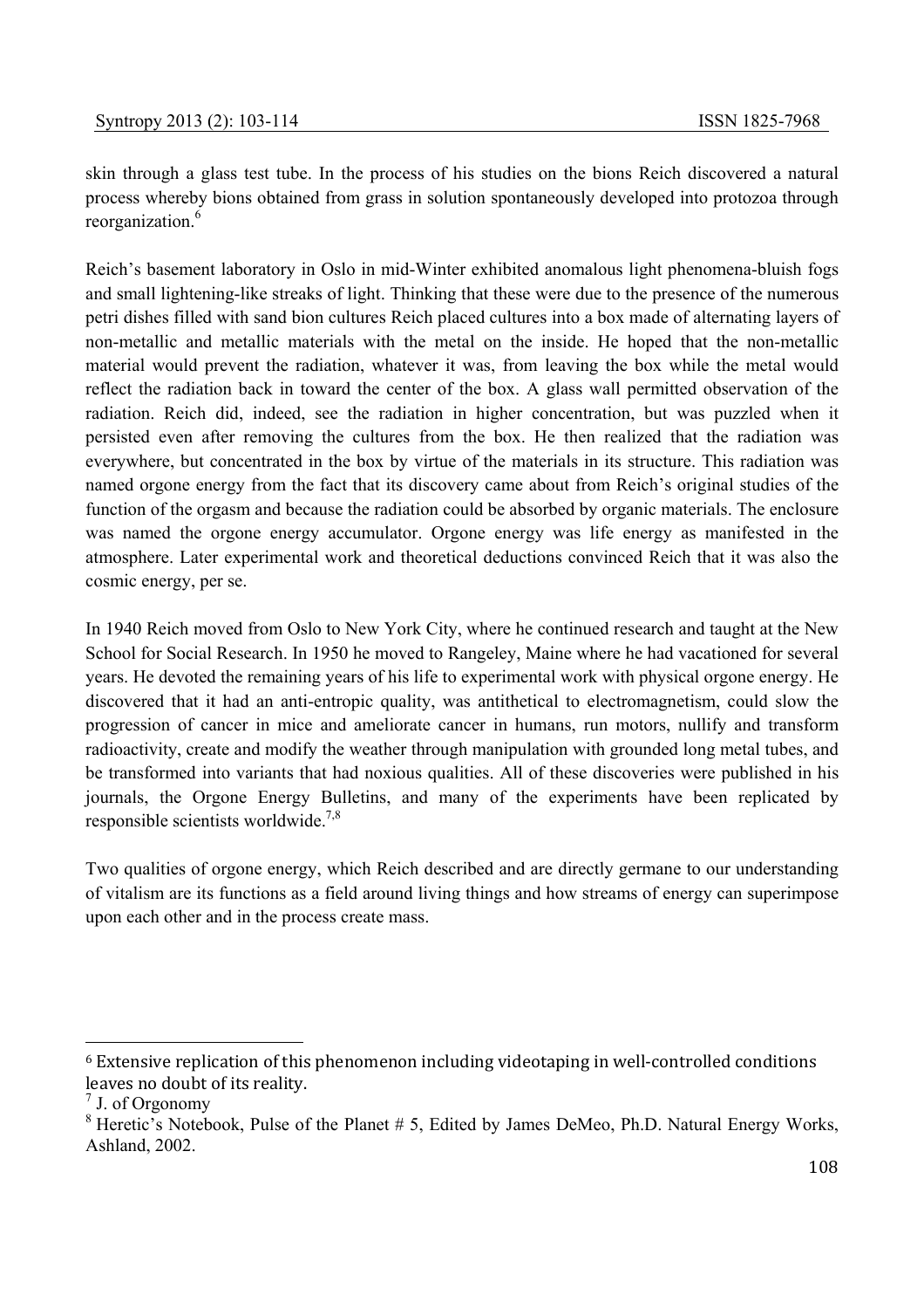skin through a glass test tube. In the process of his studies on the bions Reich discovered a natural process whereby bions obtained from grass in solution spontaneously developed into protozoa through reorganization.[6]

Reich's basement laboratory in Oslo in mid-Winter exhibited anomalous light phenomena-bluish fogs and small lightening-like streaks of light. Thinking that these were due to the presence of the numerous petri dishes filled with sand bion cultures Reich placed cultures into a box made of alternating layers of non-metallic and metallic materials with the metal on the inside. He hoped that the non-metallic material would prevent the radiation, whatever it was, from leaving the box while the metal would reflect the radiation back in toward the center of the box. A glass wall permitted observation of the radiation. Reich did, indeed, see the radiation in higher concentration, but was puzzled when it persisted even after removing the cultures from the box. He then realized that the radiation was everywhere, but concentrated in the box by virtue of the materials in its structure. This radiation was named orgone energy from the fact that its discovery came about from Reich's original studies of the function of the orgasm and because the radiation could be absorbed by organic materials. The enclosure was named the orgone energy accumulator. Orgone energy was life energy as manifested in the atmosphere. Later experimental work and theoretical deductions convinced Reich that it was also the cosmic energy, per se.

In 1940 Reich moved from Oslo to New York City, where he continued research and taught at the New School for Social Research. In 1950 he moved to Rangeley, Maine where he had vacationed for several years. He devoted the remaining years of his life to experimental work with physical orgone energy. He discovered that it had an anti-entropic quality, was antithetical to electromagnetism, could slow the progression of cancer in mice and ameliorate cancer in humans, run motors, nullify and transform radioactivity, create and modify the weather through manipulation with grounded long metal tubes, and be transformed into variants that had noxious qualities. All of these discoveries were published in his journals, the Orgone Energy Bulletins, and many of the experiments have been replicated by responsible scientists worldwide.[7,8]

Two qualities of orgone energy, which Reich described and are directly germane to our understanding of vitalism are its functions as a field around living things and how streams of energy can superimpose upon each other and in the process create mass.

---

[6] Extensive replication of this phenomenon including videotaping in well-controlled conditions leaves no doubt of its reality.

[7] J. of Orgonomy

[8] Heretic's Notebook, Pulse of the Planet # 5, Edited by James DeMeo, Ph.D. Natural Energy Works, Ashland, 2002.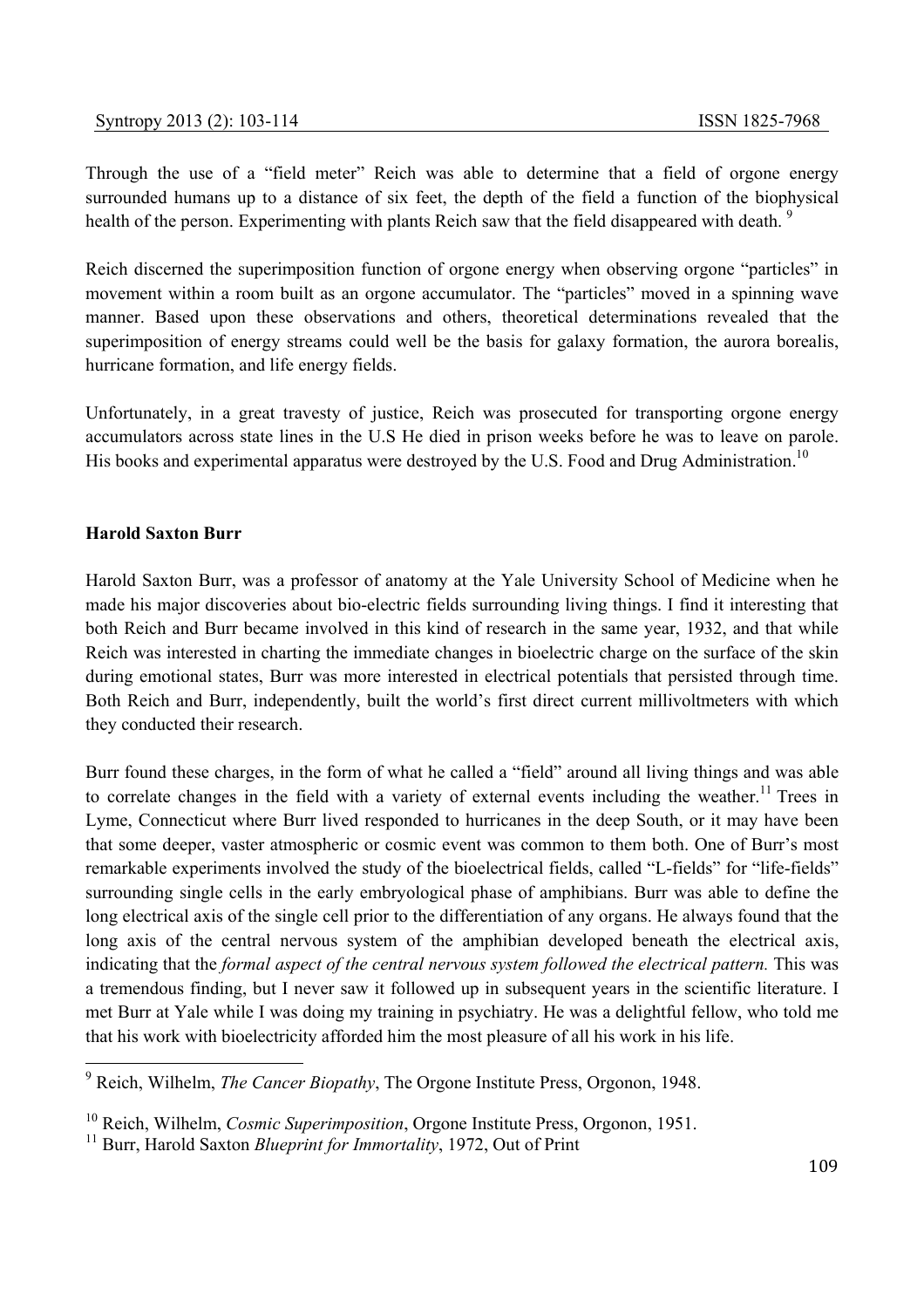Through the use of a "field meter" Reich was able to determine that a field of orgone energy surrounded humans up to a distance of six feet, the depth of the field a function of the biophysical health of the person. Experimenting with plants Reich saw that the field disappeared with death. [9]

Reich discerned the superimposition function of orgone energy when observing orgone "particles" in movement within a room built as an orgone accumulator. The "particles" moved in a spinning wave manner. Based upon these observations and others, theoretical determinations revealed that the superimposition of energy streams could well be the basis for galaxy formation, the aurora borealis, hurricane formation, and life energy fields.

Unfortunately, in a great travesty of justice, Reich was prosecuted for transporting orgone energy accumulators across state lines in the U.S He died in prison weeks before he was to leave on parole. His books and experimental apparatus were destroyed by the U.S. Food and Drug Administration.[10]

**Harold Saxton Burr**

Harold Saxton Burr, was a professor of anatomy at the Yale University School of Medicine when he made his major discoveries about bio-electric fields surrounding living things. I find it interesting that both Reich and Burr became involved in this kind of research in the same year, 1932, and that while Reich was interested in charting the immediate changes in bioelectric charge on the surface of the skin during emotional states, Burr was more interested in electrical potentials that persisted through time. Both Reich and Burr, independently, built the world's first direct current millivoltmeters with which they conducted their research.

Burr found these charges, in the form of what he called a "field" around all living things and was able to correlate changes in the field with a variety of external events including the weather.[11] Trees in Lyme, Connecticut where Burr lived responded to hurricanes in the deep South, or it may have been that some deeper, vaster atmospheric or cosmic event was common to them both. One of Burr's most remarkable experiments involved the study of the bioelectrical fields, called "L-fields" for "life-fields" surrounding single cells in the early embryological phase of amphibians. Burr was able to define the long electrical axis of the single cell prior to the differentiation of any organs. He always found that the long axis of the central nervous system of the amphibian developed beneath the electrical axis, indicating that the *formal aspect of the central nervous system followed the electrical pattern.* This was a tremendous finding, but I never saw it followed up in subsequent years in the scientific literature. I met Burr at Yale while I was doing my training in psychiatry. He was a delightful fellow, who told me that his work with bioelectricity afforded him the most pleasure of all his work in his life.

---

[9] Reich, Wilhelm, *The Cancer Biopathy*, The Orgone Institute Press, Orgonon, 1948.

[10] Reich, Wilhelm, *Cosmic Superimposition*, Orgone Institute Press, Orgonon, 1951.

[11] Burr, Harold Saxton *Blueprint for Immortality*, 1972, Out of Print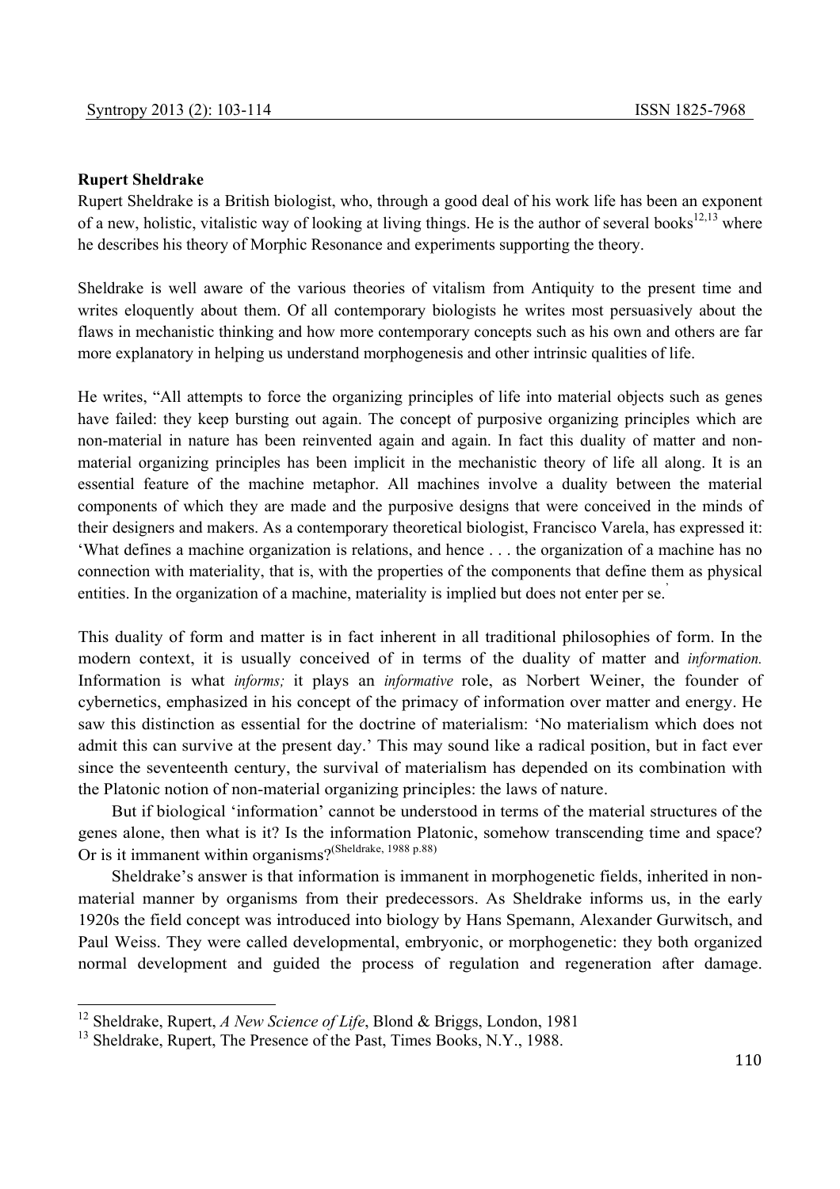**Rupert Sheldrake**

Rupert Sheldrake is a British biologist, who, through a good deal of his work life has been an exponent of a new, holistic, vitalistic way of looking at living things. He is the author of several books[12,13] where he describes his theory of Morphic Resonance and experiments supporting the theory.

Sheldrake is well aware of the various theories of vitalism from Antiquity to the present time and writes eloquently about them. Of all contemporary biologists he writes most persuasively about the flaws in mechanistic thinking and how more contemporary concepts such as his own and others are far more explanatory in helping us understand morphogenesis and other intrinsic qualities of life.

He writes, "All attempts to force the organizing principles of life into material objects such as genes have failed: they keep bursting out again. The concept of purposive organizing principles which are non-material in nature has been reinvented again and again. In fact this duality of matter and non-material organizing principles has been implicit in the mechanistic theory of life all along. It is an essential feature of the machine metaphor. All machines involve a duality between the material components of which they are made and the purposive designs that were conceived in the minds of their designers and makers. As a contemporary theoretical biologist, Francisco Varela, has expressed it: 'What defines a machine organization is relations, and hence . . . the organization of a machine has no connection with materiality, that is, with the properties of the components that define them as physical entities. In the organization of a machine, materiality is implied but does not enter per se.'

This duality of form and matter is in fact inherent in all traditional philosophies of form. In the modern context, it is usually conceived of in terms of the duality of matter and *information.* Information is what *informs;* it plays an *informative* role, as Norbert Weiner, the founder of cybernetics, emphasized in his concept of the primacy of information over matter and energy. He saw this distinction as essential for the doctrine of materialism: 'No materialism which does not admit this can survive at the present day.' This may sound like a radical position, but in fact ever since the seventeenth century, the survival of materialism has depended on its combination with the Platonic notion of non-material organizing principles: the laws of nature.

But if biological 'information' cannot be understood in terms of the material structures of the genes alone, then what is it? Is the information Platonic, somehow transcending time and space? Or is it immanent within organisms?(Sheldrake, 1988 p.88)

Sheldrake's answer is that information is immanent in morphogenetic fields, inherited in non-material manner by organisms from their predecessors. As Sheldrake informs us, in the early 1920s the field concept was introduced into biology by Hans Spemann, Alexander Gurwitsch, and Paul Weiss. They were called developmental, embryonic, or morphogenetic: they both organized normal development and guided the process of regulation and regeneration after damage.

---

[12] Sheldrake, Rupert, *A New Science of Life*, Blond & Briggs, London, 1981

[13] Sheldrake, Rupert, The Presence of the Past, Times Books, N.Y., 1988.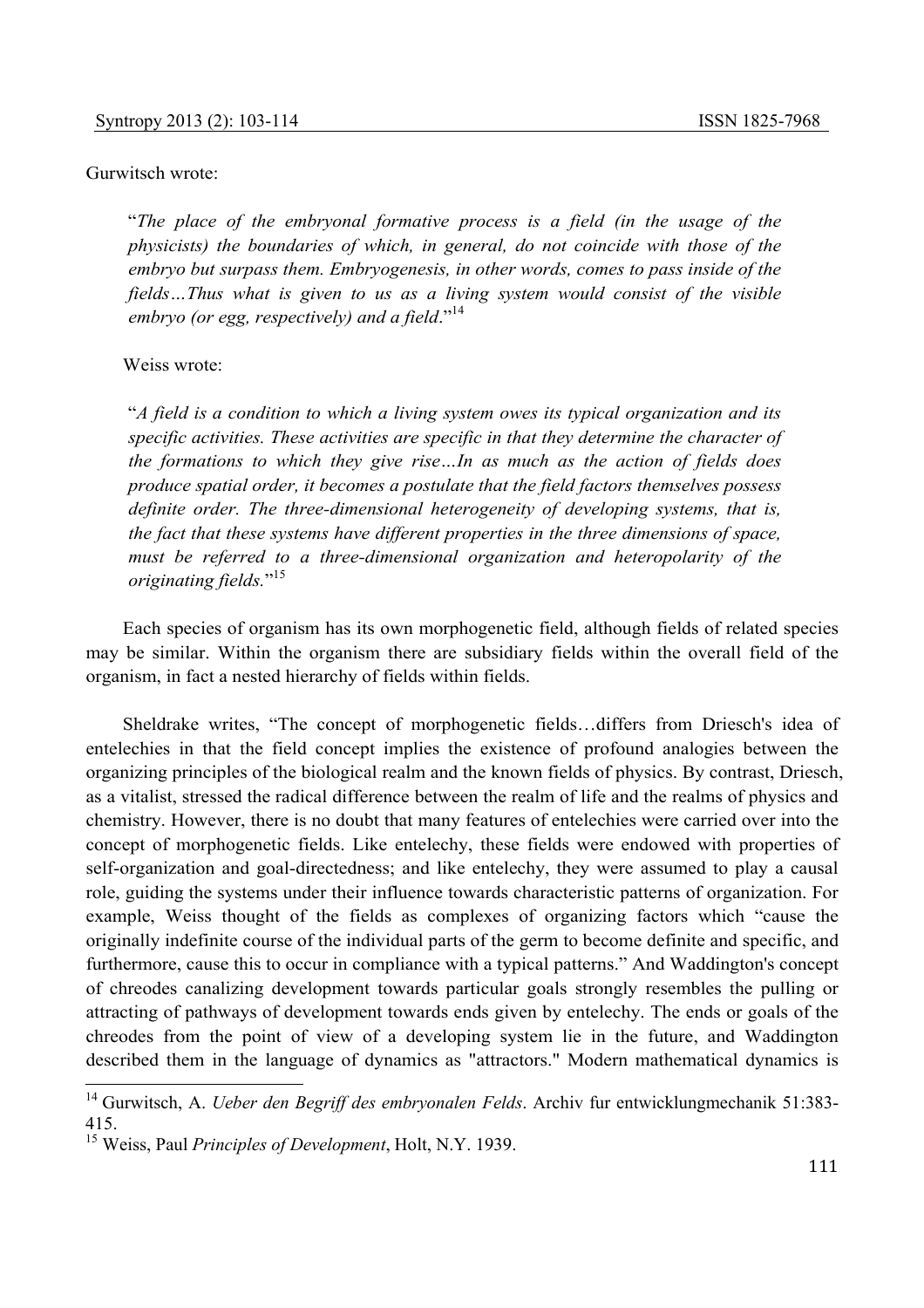Gurwitsch wrote:

> "*The place of the embryonal formative process is a field (in the usage of the physicists) the boundaries of which, in general, do not coincide with those of the embryo but surpass them. Embryogenesis, in other words, comes to pass inside of the fields…Thus what is given to us as a living system would consist of the visible embryo (or egg, respectively) and a field*."[14]

Weiss wrote:

> "*A field is a condition to which a living system owes its typical organization and its specific activities. These activities are specific in that they determine the character of the formations to which they give rise…In as much as the action of fields does produce spatial order, it becomes a postulate that the field factors themselves possess definite order. The three-dimensional heterogeneity of developing systems, that is, the fact that these systems have different properties in the three dimensions of space, must be referred to a three-dimensional organization and heteropolarity of the originating fields.*"[15]

Each species of organism has its own morphogenetic field, although fields of related species may be similar. Within the organism there are subsidiary fields within the overall field of the organism, in fact a nested hierarchy of fields within fields.

Sheldrake writes, "The concept of morphogenetic fields…differs from Driesch's idea of entelechies in that the field concept implies the existence of profound analogies between the organizing principles of the biological realm and the known fields of physics. By contrast, Driesch, as a vitalist, stressed the radical difference between the realm of life and the realms of physics and chemistry. However, there is no doubt that many features of entelechies were carried over into the concept of morphogenetic fields. Like entelechy, these fields were endowed with properties of self-organization and goal-directedness; and like entelechy, they were assumed to play a causal role, guiding the systems under their influence towards characteristic patterns of organization. For example, Weiss thought of the fields as complexes of organizing factors which "cause the originally indefinite course of the individual parts of the germ to become definite and specific, and furthermore, cause this to occur in compliance with a typical patterns." And Waddington's concept of chreodes canalizing development towards particular goals strongly resembles the pulling or attracting of pathways of development towards ends given by entelechy. The ends or goals of the chreodes from the point of view of a developing system lie in the future, and Waddington described them in the language of dynamics as "attractors." Modern mathematical dynamics is

---

[14] Gurwitsch, A. *Ueber den Begriff des embryonalen Felds*. Archiv fur entwicklungmechanik 51:383-415.

[15] Weiss, Paul *Principles of Development*, Holt, N.Y. 1939.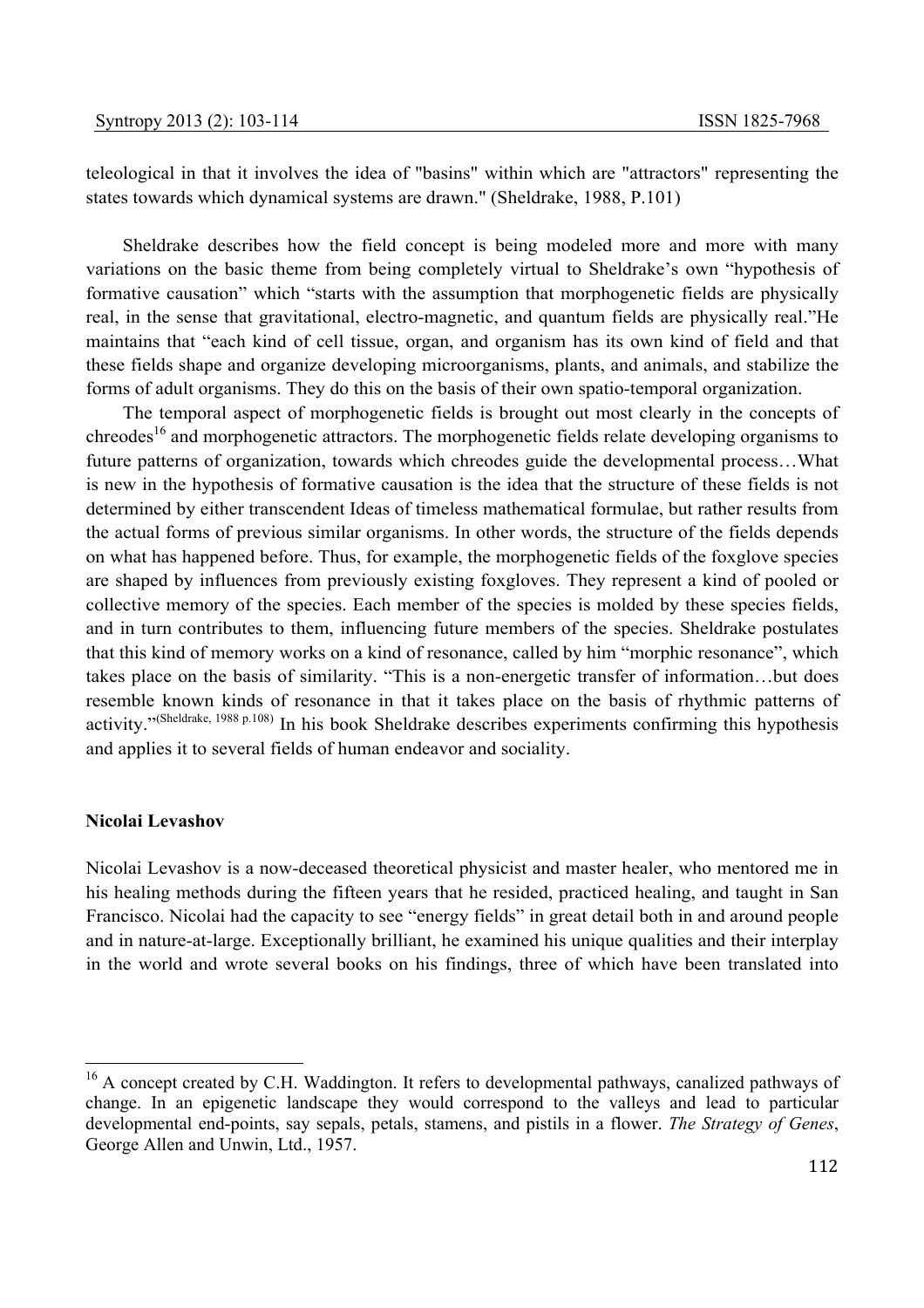teleological in that it involves the idea of "basins" within which are "attractors" representing the states towards which dynamical systems are drawn." (Sheldrake, 1988, P.101)

Sheldrake describes how the field concept is being modeled more and more with many variations on the basic theme from being completely virtual to Sheldrake's own "hypothesis of formative causation" which "starts with the assumption that morphogenetic fields are physically real, in the sense that gravitational, electro-magnetic, and quantum fields are physically real."He maintains that "each kind of cell tissue, organ, and organism has its own kind of field and that these fields shape and organize developing microorganisms, plants, and animals, and stabilize the forms of adult organisms. They do this on the basis of their own spatio-temporal organization.

The temporal aspect of morphogenetic fields is brought out most clearly in the concepts of chreodes[16] and morphogenetic attractors. The morphogenetic fields relate developing organisms to future patterns of organization, towards which chreodes guide the developmental process…What is new in the hypothesis of formative causation is the idea that the structure of these fields is not determined by either transcendent Ideas of timeless mathematical formulae, but rather results from the actual forms of previous similar organisms. In other words, the structure of the fields depends on what has happened before. Thus, for example, the morphogenetic fields of the foxglove species are shaped by influences from previously existing foxgloves. They represent a kind of pooled or collective memory of the species. Each member of the species is molded by these species fields, and in turn contributes to them, influencing future members of the species. Sheldrake postulates that this kind of memory works on a kind of resonance, called by him "morphic resonance", which takes place on the basis of similarity. "This is a non-energetic transfer of information…but does resemble known kinds of resonance in that it takes place on the basis of rhythmic patterns of activity."[(Sheldrake, 1988 p.108)] In his book Sheldrake describes experiments confirming this hypothesis and applies it to several fields of human endeavor and sociality.

**Nicolai Levashov**

Nicolai Levashov is a now-deceased theoretical physicist and master healer, who mentored me in his healing methods during the fifteen years that he resided, practiced healing, and taught in San Francisco. Nicolai had the capacity to see "energy fields" in great detail both in and around people and in nature-at-large. Exceptionally brilliant, he examined his unique qualities and their interplay in the world and wrote several books on his findings, three of which have been translated into

---

[16] A concept created by C.H. Waddington. It refers to developmental pathways, canalized pathways of change. In an epigenetic landscape they would correspond to the valleys and lead to particular developmental end-points, say sepals, petals, stamens, and pistils in a flower. *The Strategy of Genes*, George Allen and Unwin, Ltd., 1957.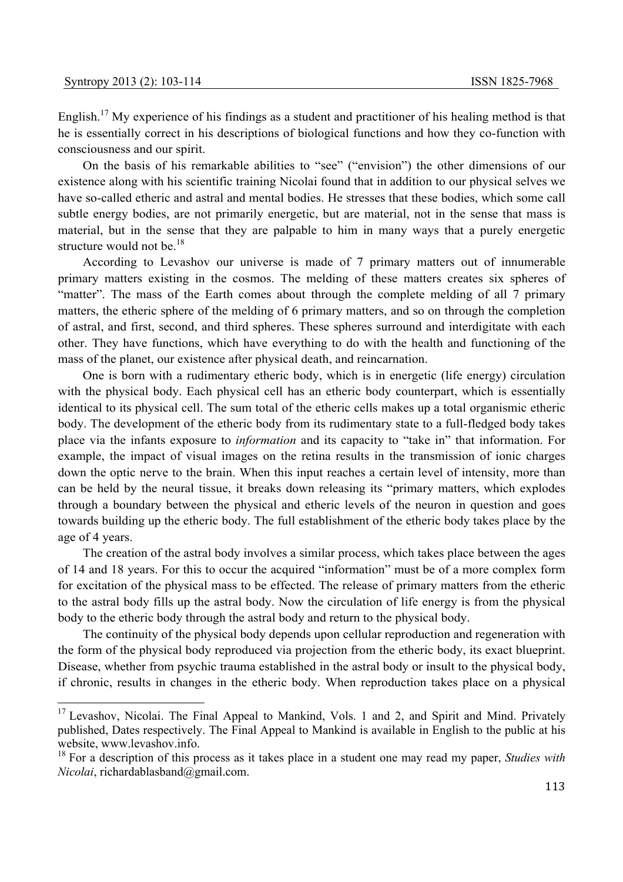English.[17] My experience of his findings as a student and practitioner of his healing method is that he is essentially correct in his descriptions of biological functions and how they co-function with consciousness and our spirit.

On the basis of his remarkable abilities to "see" ("envision") the other dimensions of our existence along with his scientific training Nicolai found that in addition to our physical selves we have so-called etheric and astral and mental bodies. He stresses that these bodies, which some call subtle energy bodies, are not primarily energetic, but are material, not in the sense that mass is material, but in the sense that they are palpable to him in many ways that a purely energetic structure would not be.[18]

According to Levashov our universe is made of 7 primary matters out of innumerable primary matters existing in the cosmos. The melding of these matters creates six spheres of "matter". The mass of the Earth comes about through the complete melding of all 7 primary matters, the etheric sphere of the melding of 6 primary matters, and so on through the completion of astral, and first, second, and third spheres. These spheres surround and interdigitate with each other. They have functions, which have everything to do with the health and functioning of the mass of the planet, our existence after physical death, and reincarnation.

One is born with a rudimentary etheric body, which is in energetic (life energy) circulation with the physical body. Each physical cell has an etheric body counterpart, which is essentially identical to its physical cell. The sum total of the etheric cells makes up a total organismic etheric body. The development of the etheric body from its rudimentary state to a full-fledged body takes place via the infants exposure to *information* and its capacity to "take in" that information. For example, the impact of visual images on the retina results in the transmission of ionic charges down the optic nerve to the brain. When this input reaches a certain level of intensity, more than can be held by the neural tissue, it breaks down releasing its "primary matters, which explodes through a boundary between the physical and etheric levels of the neuron in question and goes towards building up the etheric body. The full establishment of the etheric body takes place by the age of 4 years.

The creation of the astral body involves a similar process, which takes place between the ages of 14 and 18 years. For this to occur the acquired "information" must be of a more complex form for excitation of the physical mass to be effected. The release of primary matters from the etheric to the astral body fills up the astral body. Now the circulation of life energy is from the physical body to the etheric body through the astral body and return to the physical body.

The continuity of the physical body depends upon cellular reproduction and regeneration with the form of the physical body reproduced via projection from the etheric body, its exact blueprint. Disease, whether from psychic trauma established in the astral body or insult to the physical body, if chronic, results in changes in the etheric body. When reproduction takes place on a physical

---

[17] Levashov, Nicolai. The Final Appeal to Mankind, Vols. 1 and 2, and Spirit and Mind. Privately published, Dates respectively. The Final Appeal to Mankind is available in English to the public at his website, www.levashov.info.

[18] For a description of this process as it takes place in a student one may read my paper, *Studies with Nicolai*, richardablasband@gmail.com.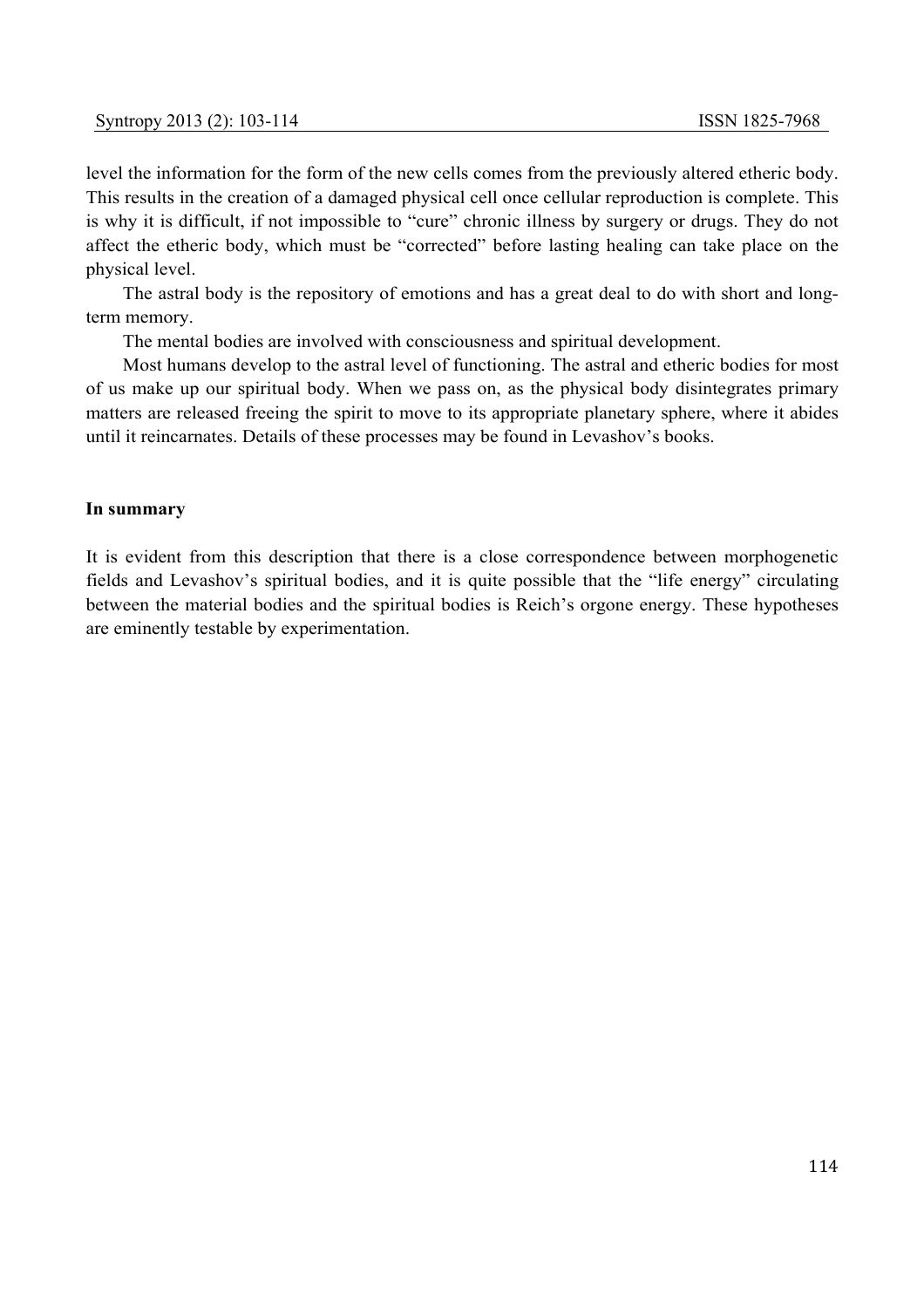level the information for the form of the new cells comes from the previously altered etheric body. This results in the creation of a damaged physical cell once cellular reproduction is complete. This is why it is difficult, if not impossible to "cure" chronic illness by surgery or drugs. They do not affect the etheric body, which must be "corrected" before lasting healing can take place on the physical level.

The astral body is the repository of emotions and has a great deal to do with short and long-term memory.

The mental bodies are involved with consciousness and spiritual development.

Most humans develop to the astral level of functioning. The astral and etheric bodies for most of us make up our spiritual body. When we pass on, as the physical body disintegrates primary matters are released freeing the spirit to move to its appropriate planetary sphere, where it abides until it reincarnates. Details of these processes may be found in Levashov's books.

**In summary**

It is evident from this description that there is a close correspondence between morphogenetic fields and Levashov's spiritual bodies, and it is quite possible that the "life energy" circulating between the material bodies and the spiritual bodies is Reich's orgone energy. These hypotheses are eminently testable by experimentation.